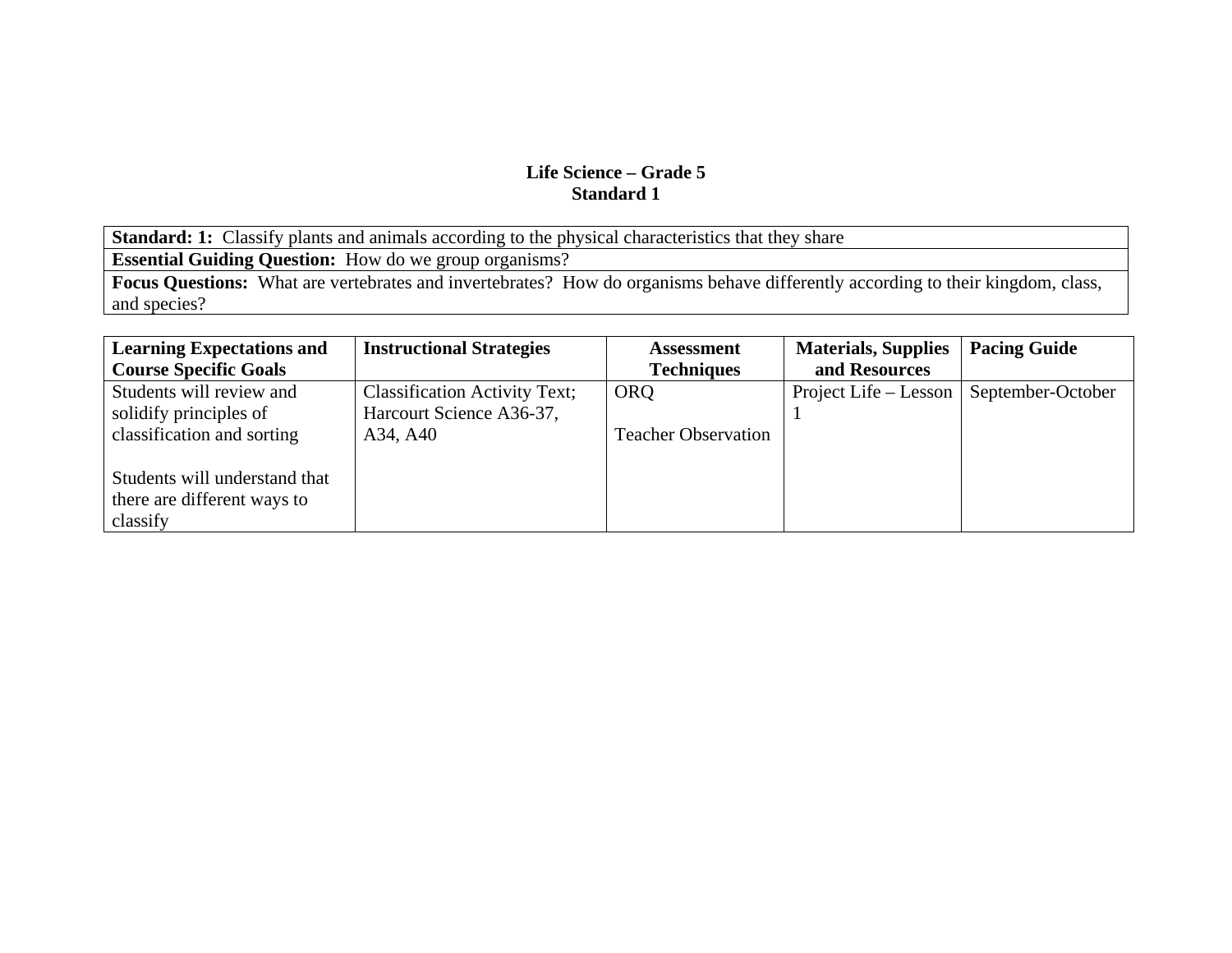# Life Science – Grade 5
## Standard 1

| **Standard: 1:** Classify plants and animals according to the physical characteristics that they share |
|---|
| **Essential Guiding Question:** How do we group organisms? |
| **Focus Questions:** What are vertebrates and invertebrates? How do organisms behave differently according to their kingdom, class, and species? |

| **Learning Expectations and Course Specific Goals** | **Instructional Strategies** | **Assessment Techniques** | **Materials, Supplies and Resources** | **Pacing Guide** |
|---|---|---|---|---|
| Students will review and solidify principles of classification and sorting<br><br>Students will understand that there are different ways to classify | Classification Activity Text; Harcourt Science A36-37, A34, A40 | ORQ<br><br>Teacher Observation | Project Life – Lesson 1 | September-October |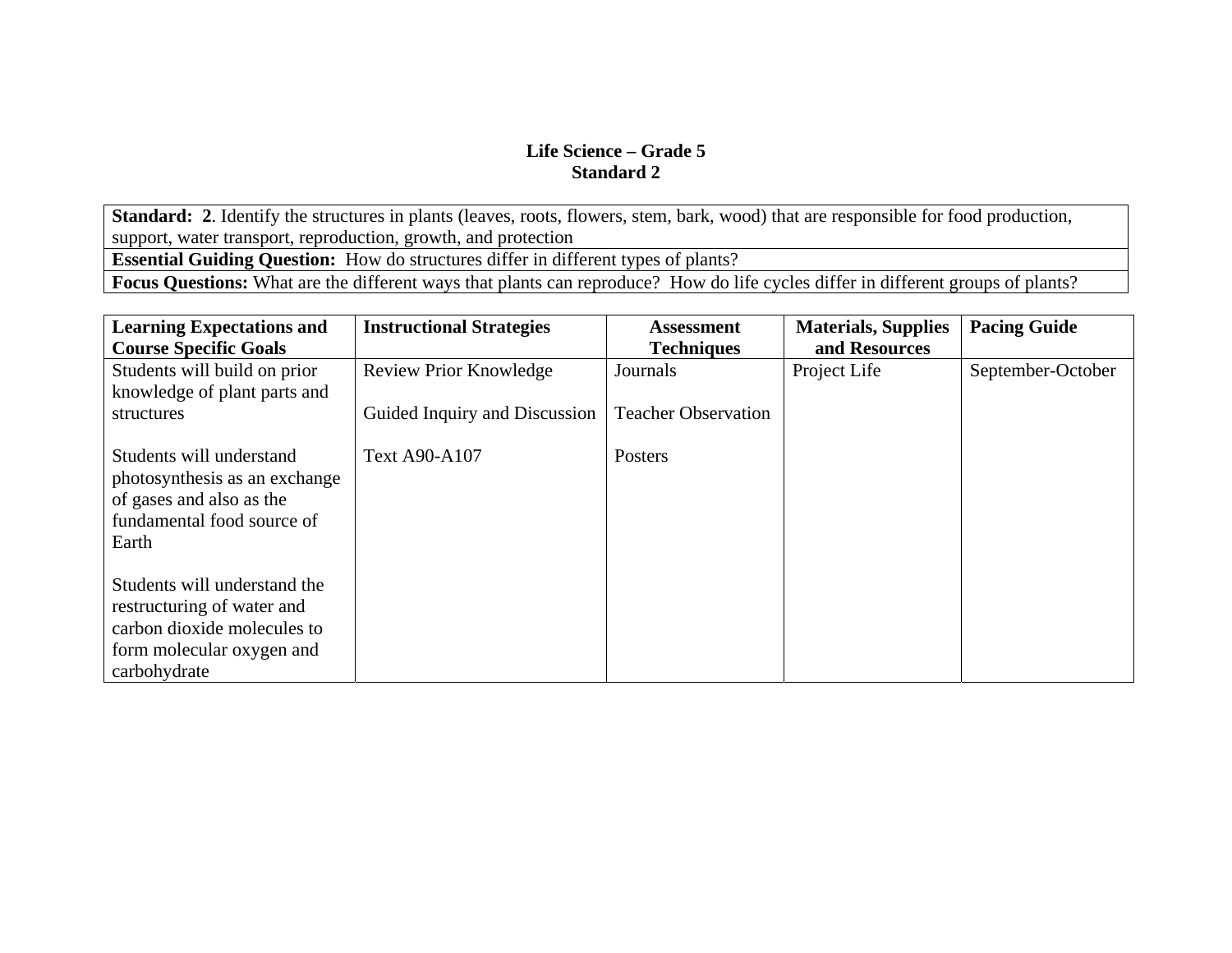# Life Science – Grade 5
## Standard 2

| **Standard: 2**. Identify the structures in plants (leaves, roots, flowers, stem, bark, wood) that are responsible for food production, support, water transport, reproduction, growth, and protection |
|---|
| **Essential Guiding Question:** How do structures differ in different types of plants? |
| **Focus Questions:** What are the different ways that plants can reproduce? How do life cycles differ in different groups of plants? |

| Learning Expectations and Course Specific Goals | Instructional Strategies | Assessment Techniques | Materials, Supplies and Resources | Pacing Guide |
|---|---|---|---|---|
| Students will build on prior knowledge of plant parts and structures<br><br>Students will understand photosynthesis as an exchange of gases and also as the fundamental food source of Earth<br><br>Students will understand the restructuring of water and carbon dioxide molecules to form molecular oxygen and carbohydrate | Review Prior Knowledge<br><br>Guided Inquiry and Discussion<br><br>Text A90-A107 | Journals<br><br>Teacher Observation<br><br>Posters | Project Life | September-October |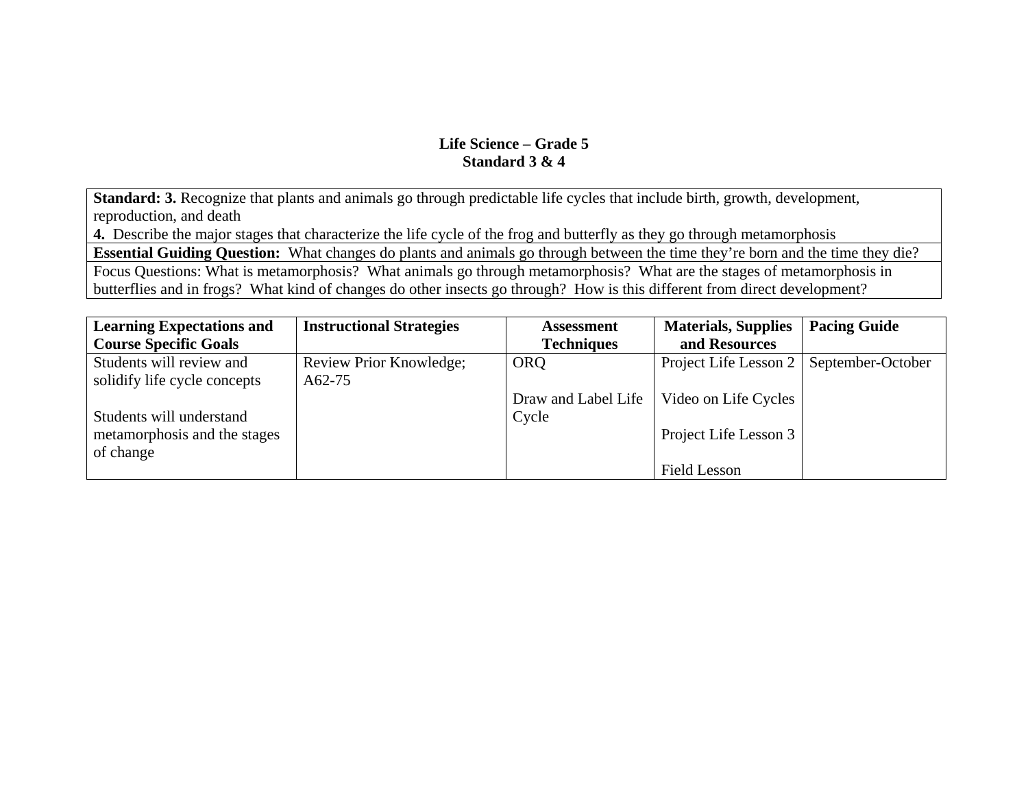**Life Science – Grade 5**
**Standard 3 & 4**

| **Standard: 3.** Recognize that plants and animals go through predictable life cycles that include birth, growth, development, reproduction, and death<br>**4.** Describe the major stages that characterize the life cycle of the frog and butterfly as they go through metamorphosis |
|---|
| **Essential Guiding Question:** What changes do plants and animals go through between the time they're born and the time they die? |
| Focus Questions: What is metamorphosis? What animals go through metamorphosis? What are the stages of metamorphosis in butterflies and in frogs? What kind of changes do other insects go through? How is this different from direct development? |

| **Learning Expectations and Course Specific Goals** | **Instructional Strategies** | **Assessment Techniques** | **Materials, Supplies and Resources** | **Pacing Guide** |
|---|---|---|---|---|
| Students will review and solidify life cycle concepts<br><br>Students will understand metamorphosis and the stages of change | Review Prior Knowledge; A62-75 | ORQ<br><br>Draw and Label Life Cycle | Project Life Lesson 2<br><br>Video on Life Cycles<br><br>Project Life Lesson 3<br><br>Field Lesson | September-October |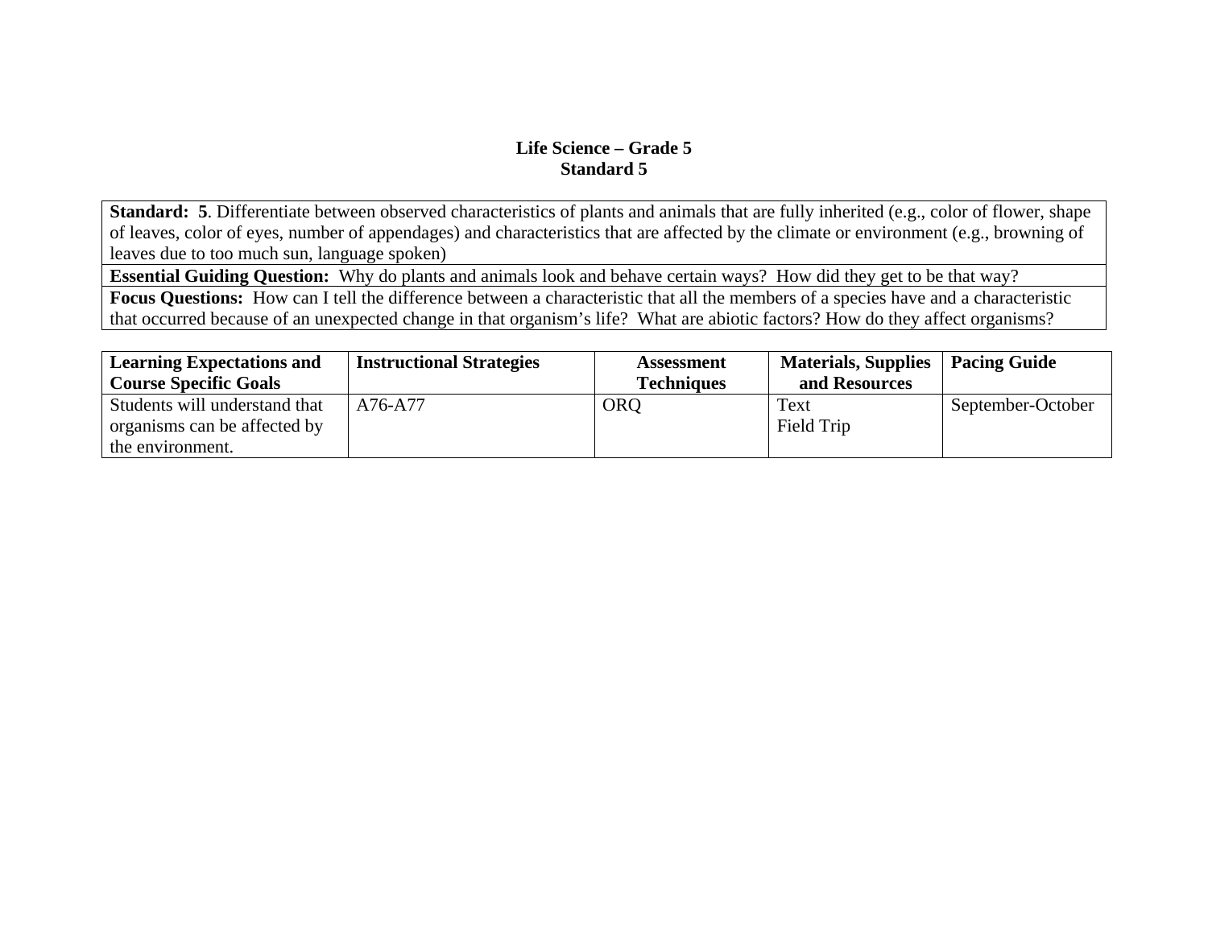**Life Science – Grade 5**
**Standard 5**

| **Standard: 5**. Differentiate between observed characteristics of plants and animals that are fully inherited (e.g., color of flower, shape of leaves, color of eyes, number of appendages) and characteristics that are affected by the climate or environment (e.g., browning of leaves due to too much sun, language spoken) |
|---|
| **Essential Guiding Question:** Why do plants and animals look and behave certain ways? How did they get to be that way? |
| **Focus Questions:** How can I tell the difference between a characteristic that all the members of a species have and a characteristic that occurred because of an unexpected change in that organism's life? What are abiotic factors? How do they affect organisms? |

| **Learning Expectations and Course Specific Goals** | **Instructional Strategies** | **Assessment Techniques** | **Materials, Supplies and Resources** | **Pacing Guide** |
|---|---|---|---|---|
| Students will understand that organisms can be affected by the environment. | A76-A77 | ORQ | Text<br>Field Trip | September-October |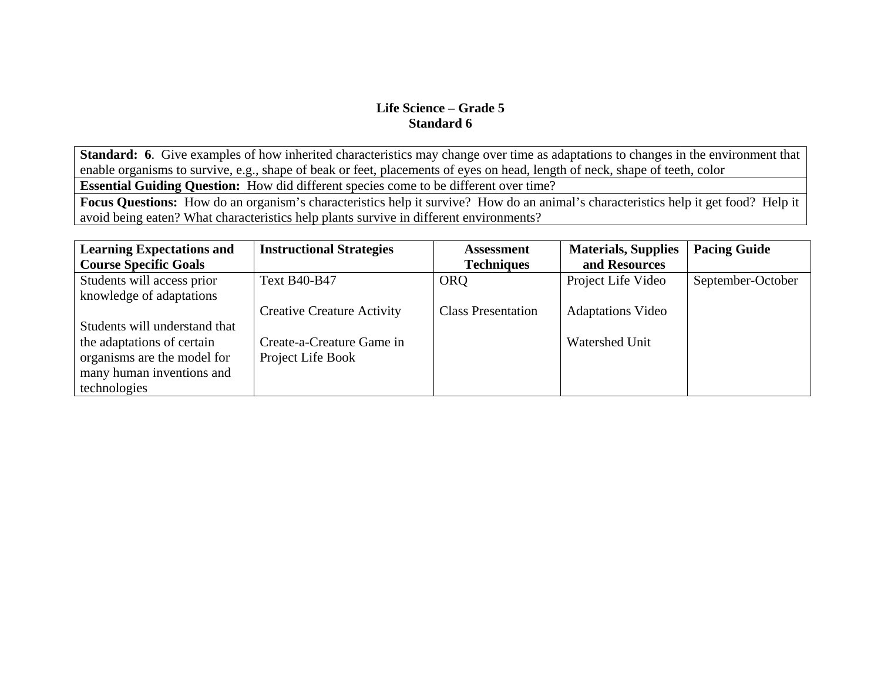**Life Science – Grade 5**
**Standard 6**

| **Standard: 6**. Give examples of how inherited characteristics may change over time as adaptations to changes in the environment that enable organisms to survive, e.g., shape of beak or feet, placements of eyes on head, length of neck, shape of teeth, color |
|---|
| **Essential Guiding Question:** How did different species come to be different over time? |
| **Focus Questions:** How do an organism's characteristics help it survive? How do an animal's characteristics help it get food? Help it avoid being eaten? What characteristics help plants survive in different environments? |

| Learning Expectations and Course Specific Goals | Instructional Strategies | Assessment Techniques | Materials, Supplies and Resources | Pacing Guide |
|---|---|---|---|---|
| Students will access prior knowledge of adaptations<br><br>Students will understand that the adaptations of certain organisms are the model for many human inventions and technologies | Text B40-B47<br><br>Creative Creature Activity<br><br>Create-a-Creature Game in Project Life Book | ORQ<br><br>Class Presentation | Project Life Video<br><br>Adaptations Video<br><br>Watershed Unit | September-October |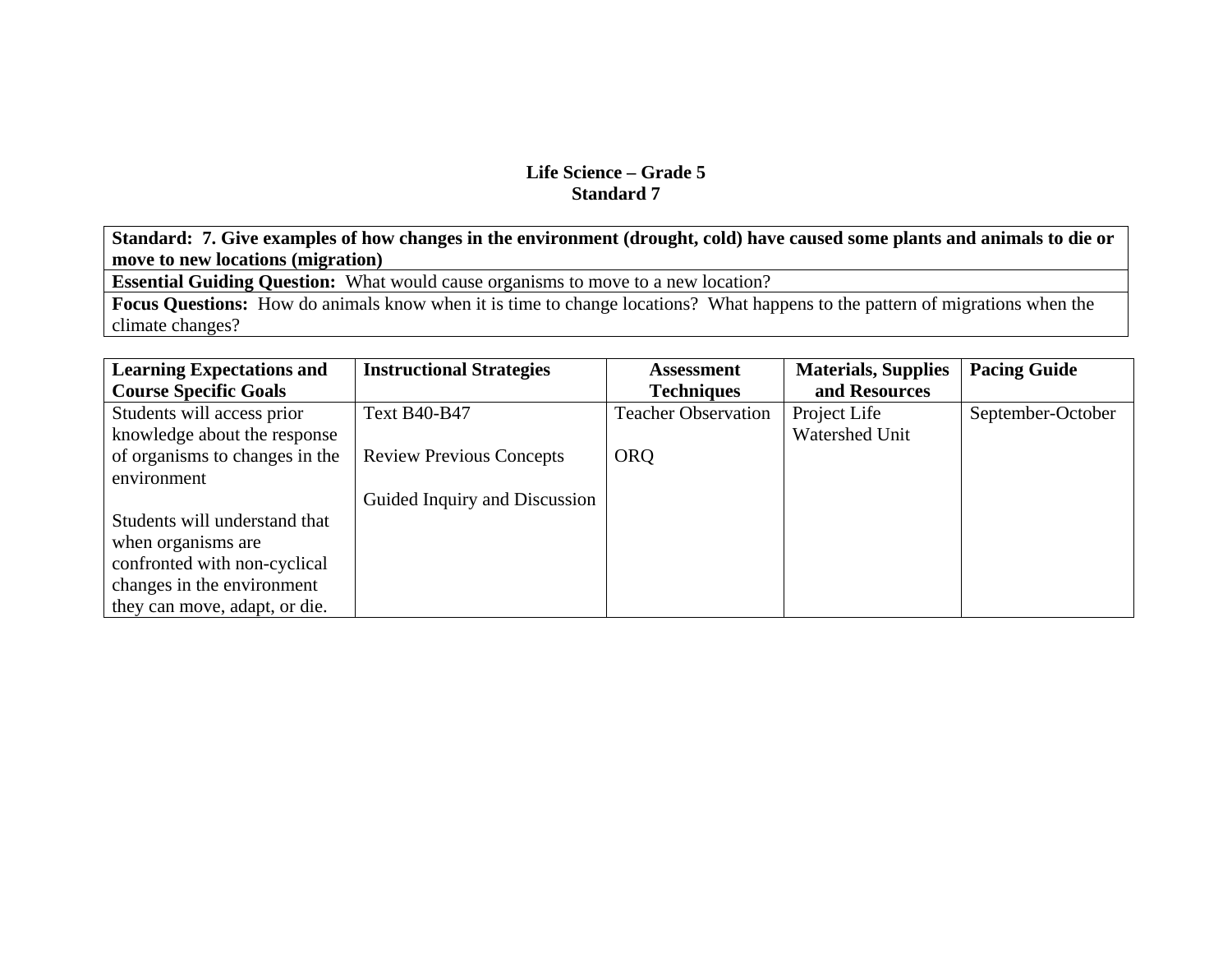**Life Science – Grade 5**
**Standard 7**

| **Standard: 7. Give examples of how changes in the environment (drought, cold) have caused some plants and animals to die or move to new locations (migration)** |
|---|
| **Essential Guiding Question:** What would cause organisms to move to a new location? |
| **Focus Questions:** How do animals know when it is time to change locations? What happens to the pattern of migrations when the climate changes? |

| Learning Expectations and Course Specific Goals | Instructional Strategies | Assessment Techniques | Materials, Supplies and Resources | Pacing Guide |
|---|---|---|---|---|
| Students will access prior knowledge about the response of organisms to changes in the environment<br><br>Students will understand that when organisms are confronted with non-cyclical changes in the environment they can move, adapt, or die. | Text B40-B47<br><br>Review Previous Concepts<br><br>Guided Inquiry and Discussion | Teacher Observation<br><br>ORQ | Project Life<br>Watershed Unit | September-October |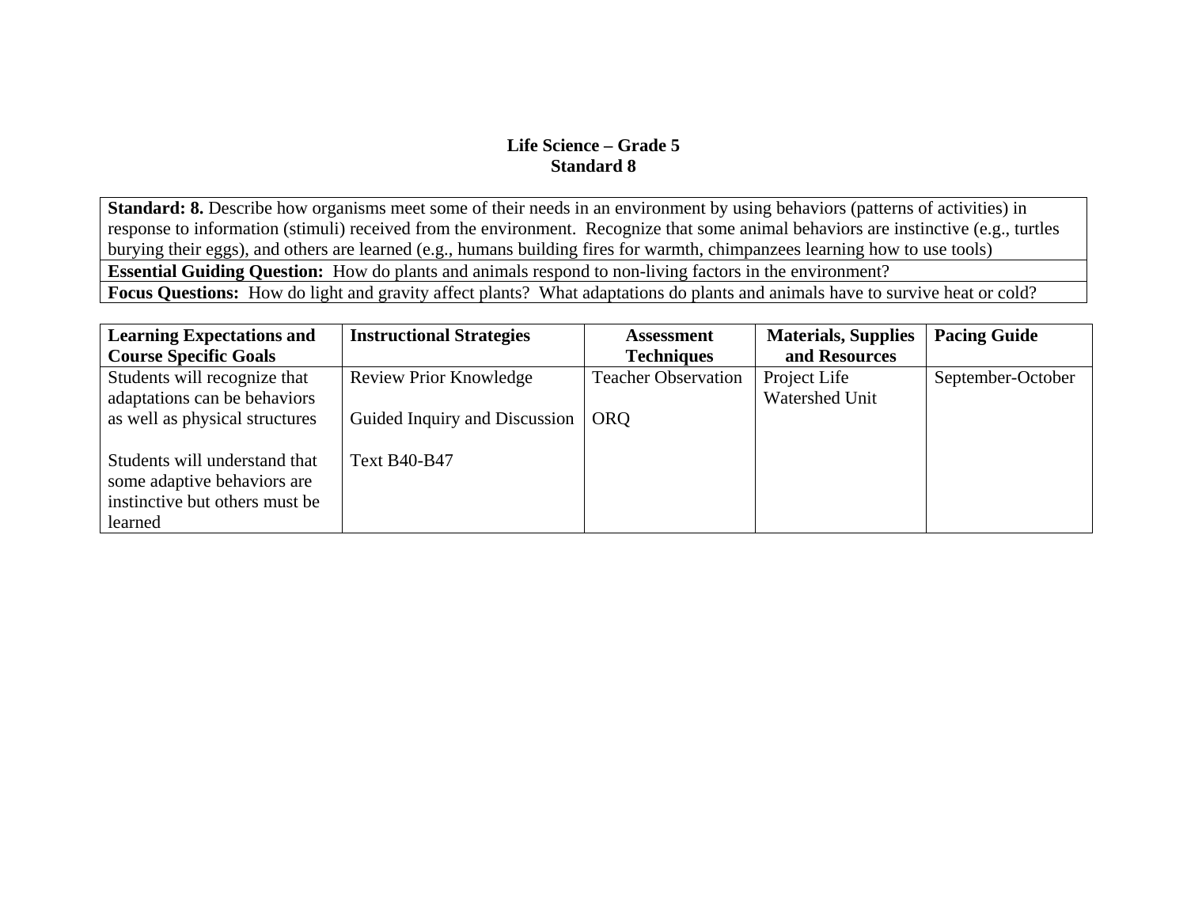# Life Science – Grade 5
## Standard 8

| **Standard: 8.** Describe how organisms meet some of their needs in an environment by using behaviors (patterns of activities) in response to information (stimuli) received from the environment. Recognize that some animal behaviors are instinctive (e.g., turtles burying their eggs), and others are learned (e.g., humans building fires for warmth, chimpanzees learning how to use tools) |
|---|
| **Essential Guiding Question:** How do plants and animals respond to non-living factors in the environment? |
| **Focus Questions:** How do light and gravity affect plants? What adaptations do plants and animals have to survive heat or cold? |

| Learning Expectations and Course Specific Goals | Instructional Strategies | Assessment Techniques | Materials, Supplies and Resources | Pacing Guide |
|---|---|---|---|---|
| Students will recognize that adaptations can be behaviors as well as physical structures<br><br>Students will understand that some adaptive behaviors are instinctive but others must be learned | Review Prior Knowledge<br><br>Guided Inquiry and Discussion<br><br>Text B40-B47 | Teacher Observation<br><br>ORQ | Project Life Watershed Unit | September-October |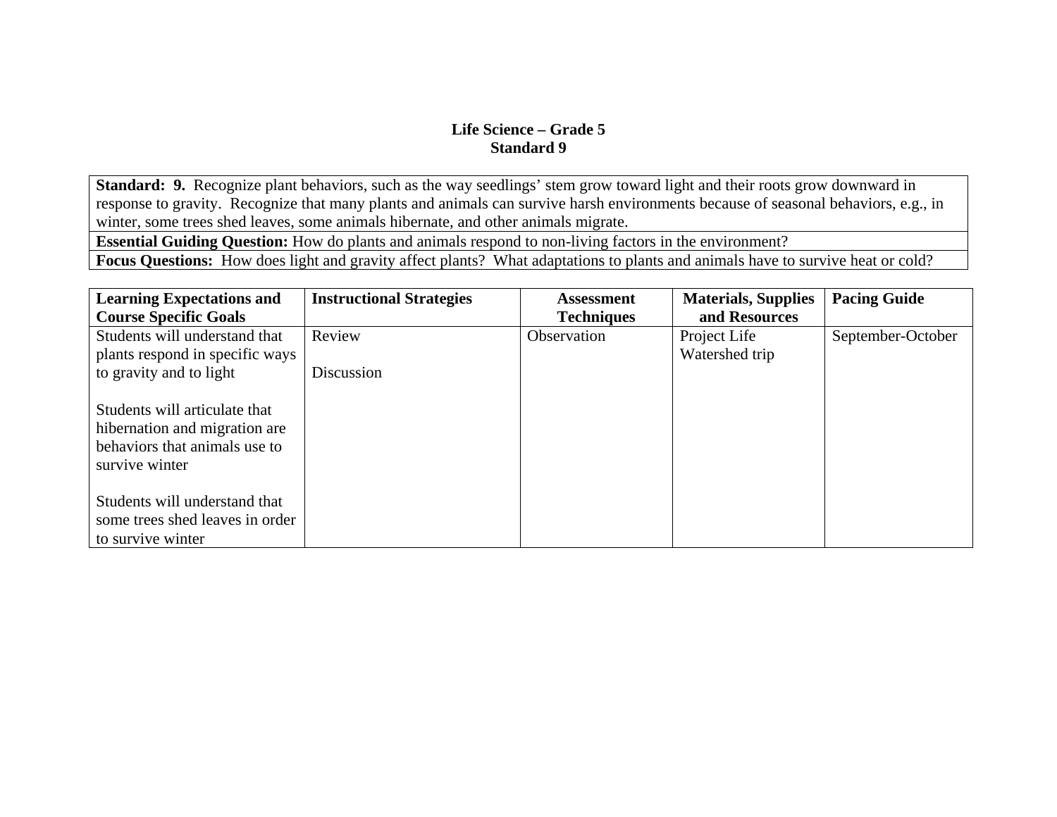# Life Science – Grade 5
## Standard 9

| **Standard: 9.** Recognize plant behaviors, such as the way seedlings' stem grow toward light and their roots grow downward in response to gravity. Recognize that many plants and animals can survive harsh environments because of seasonal behaviors, e.g., in winter, some trees shed leaves, some animals hibernate, and other animals migrate. |
|---|
| **Essential Guiding Question:** How do plants and animals respond to non-living factors in the environment? |
| **Focus Questions:** How does light and gravity affect plants? What adaptations to plants and animals have to survive heat or cold? |

| **Learning Expectations and Course Specific Goals** | **Instructional Strategies** | **Assessment Techniques** | **Materials, Supplies and Resources** | **Pacing Guide** |
|---|---|---|---|---|
| Students will understand that plants respond in specific ways to gravity and to light<br><br>Students will articulate that hibernation and migration are behaviors that animals use to survive winter<br><br>Students will understand that some trees shed leaves in order to survive winter | Review<br><br>Discussion | Observation | Project Life<br>Watershed trip | September-October |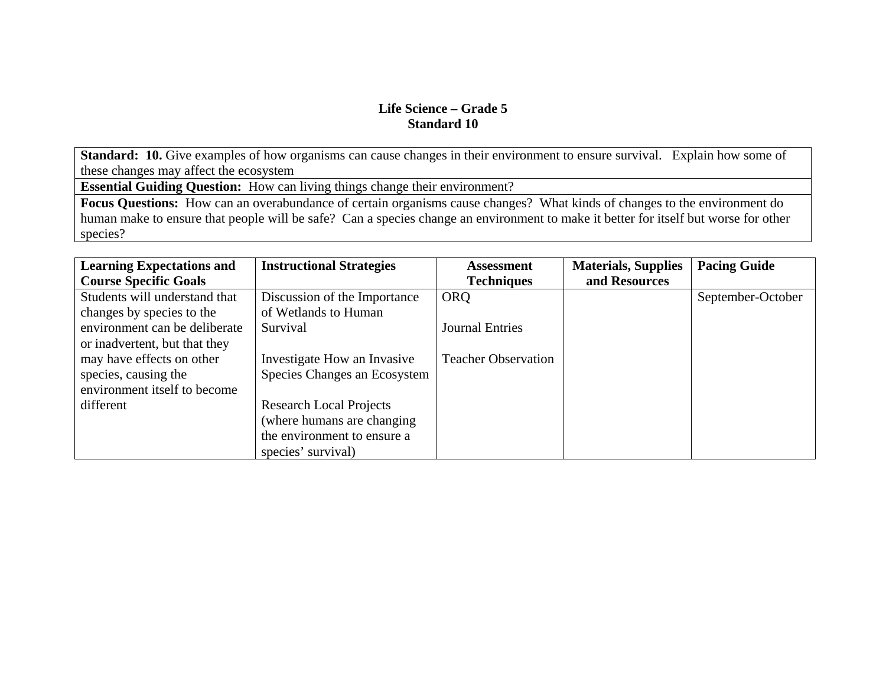**Life Science – Grade 5**
**Standard 10**

| **Standard: 10.** Give examples of how organisms can cause changes in their environment to ensure survival. Explain how some of these changes may affect the ecosystem |
|---|
| **Essential Guiding Question:** How can living things change their environment? |
| **Focus Questions:** How can an overabundance of certain organisms cause changes? What kinds of changes to the environment do human make to ensure that people will be safe? Can a species change an environment to make it better for itself but worse for other species? |

| Learning Expectations and Course Specific Goals | Instructional Strategies | Assessment Techniques | Materials, Supplies and Resources | Pacing Guide |
|---|---|---|---|---|
| Students will understand that changes by species to the environment can be deliberate or inadvertent, but that they may have effects on other species, causing the environment itself to become different | Discussion of the Importance of Wetlands to Human Survival<br><br>Investigate How an Invasive Species Changes an Ecosystem<br><br>Research Local Projects (where humans are changing the environment to ensure a species' survival) | ORQ<br><br>Journal Entries<br><br>Teacher Observation | | September-October |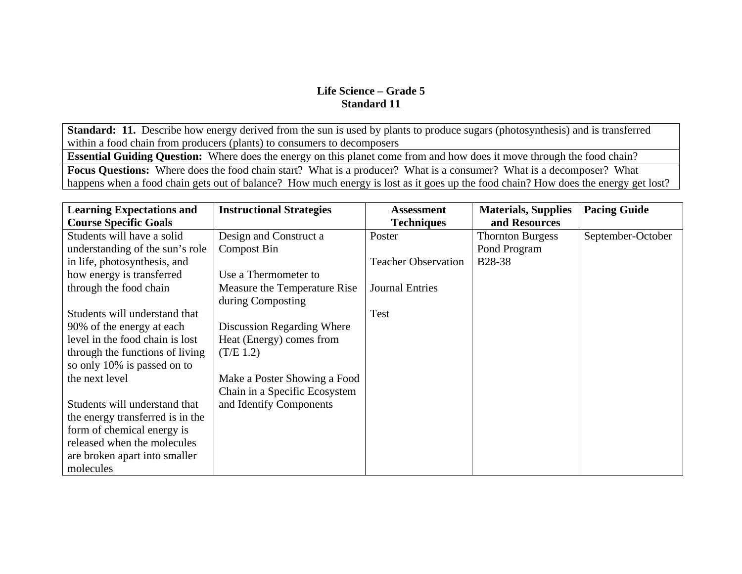# Life Science – Grade 5
## Standard 11

| **Standard: 11.** Describe how energy derived from the sun is used by plants to produce sugars (photosynthesis) and is transferred within a food chain from producers (plants) to consumers to decomposers |
|---|
| **Essential Guiding Question:** Where does the energy on this planet come from and how does it move through the food chain? |
| **Focus Questions:** Where does the food chain start? What is a producer? What is a consumer? What is a decomposer? What happens when a food chain gets out of balance? How much energy is lost as it goes up the food chain? How does the energy get lost? |

| Learning Expectations and Course Specific Goals | Instructional Strategies | Assessment Techniques | Materials, Supplies and Resources | Pacing Guide |
|---|---|---|---|---|
| Students will have a solid understanding of the sun's role in life, photosynthesis, and how energy is transferred through the food chain<br><br>Students will understand that 90% of the energy at each level in the food chain is lost through the functions of living so only 10% is passed on to the next level<br><br>Students will understand that the energy transferred is in the form of chemical energy is released when the molecules are broken apart into smaller molecules | Design and Construct a Compost Bin<br><br>Use a Thermometer to Measure the Temperature Rise during Composting<br><br>Discussion Regarding Where Heat (Energy) comes from (T/E 1.2)<br><br>Make a Poster Showing a Food Chain in a Specific Ecosystem and Identify Components | Poster<br><br>Teacher Observation<br><br>Journal Entries<br><br>Test | Thornton Burgess Pond Program B28-38 | September-October |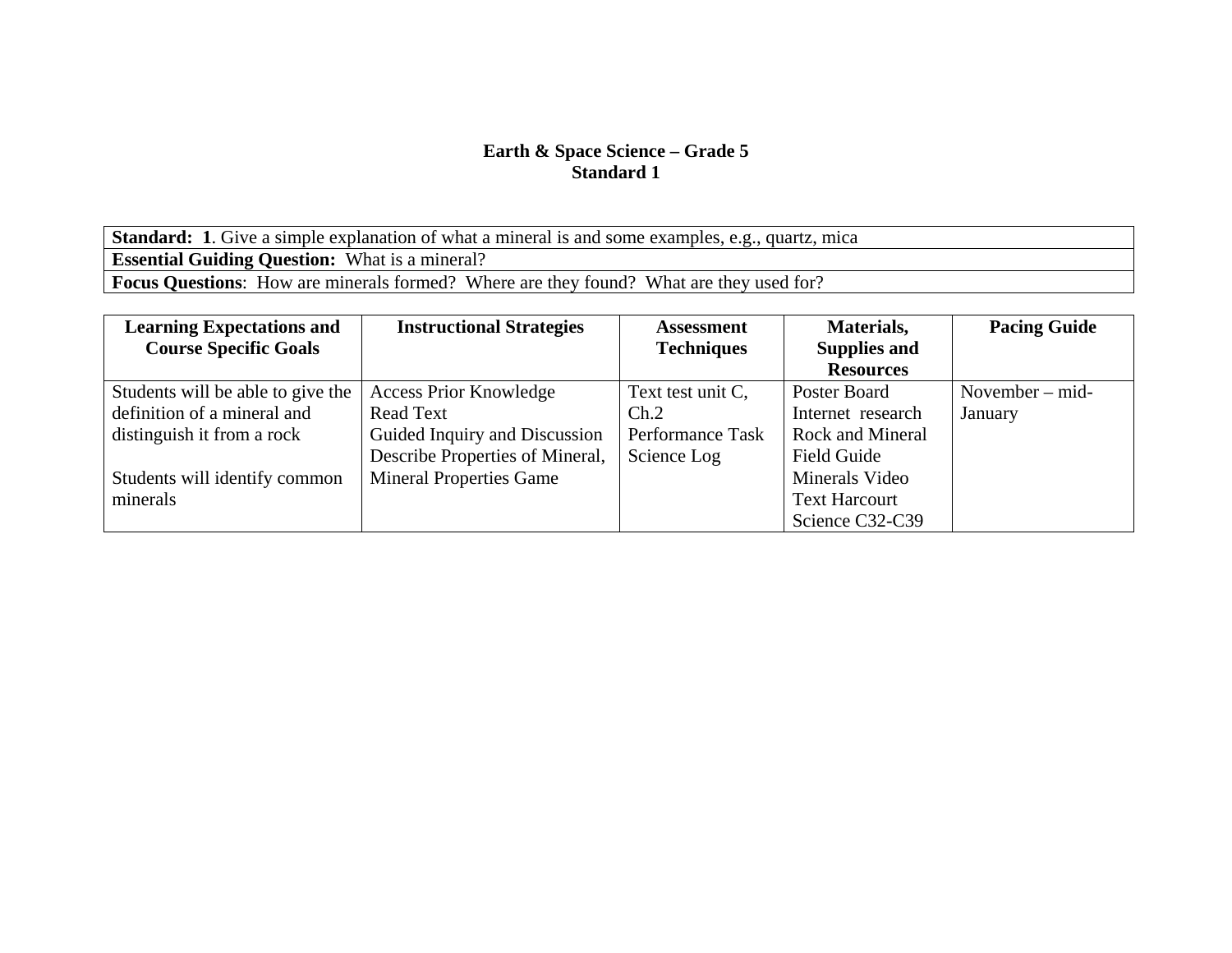**Earth & Space Science – Grade 5**
**Standard 1**

| **Standard: 1**. Give a simple explanation of what a mineral is and some examples, e.g., quartz, mica |
|---|
| **Essential Guiding Question:** What is a mineral? |
| **Focus Questions**: How are minerals formed? Where are they found? What are they used for? |

| Learning Expectations and Course Specific Goals | Instructional Strategies | Assessment Techniques | Materials, Supplies and Resources | Pacing Guide |
|---|---|---|---|---|
| Students will be able to give the definition of a mineral and distinguish it from a rock<br><br>Students will identify common minerals | Access Prior Knowledge<br>Read Text<br>Guided Inquiry and Discussion<br>Describe Properties of Mineral,<br>Mineral Properties Game | Text test unit C, Ch.2<br>Performance Task<br>Science Log | Poster Board<br>Internet research<br>Rock and Mineral Field Guide<br>Minerals Video<br>Text Harcourt Science C32-C39 | November – mid-January |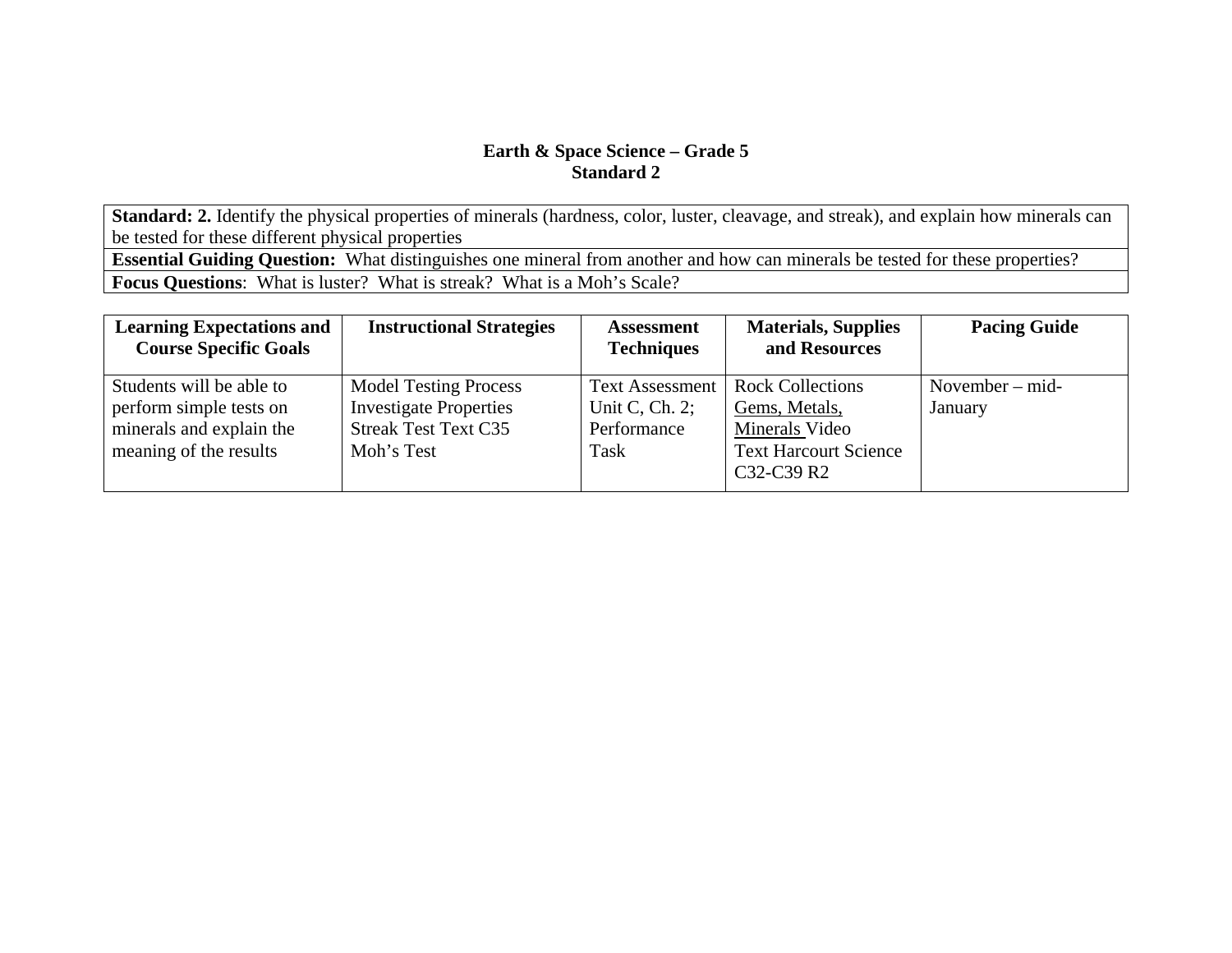**Earth & Space Science – Grade 5**
**Standard 2**

| **Standard: 2.** Identify the physical properties of minerals (hardness, color, luster, cleavage, and streak), and explain how minerals can be tested for these different physical properties |
|---|
| **Essential Guiding Question:** What distinguishes one mineral from another and how can minerals be tested for these properties? |
| **Focus Questions**: What is luster? What is streak? What is a Moh's Scale? |

| Learning Expectations and Course Specific Goals | Instructional Strategies | Assessment Techniques | Materials, Supplies and Resources | Pacing Guide |
|---|---|---|---|---|
| Students will be able to perform simple tests on minerals and explain the meaning of the results | Model Testing Process<br>Investigate Properties<br>Streak Test Text C35<br>Moh's Test | Text Assessment Unit C, Ch. 2; Performance Task | Rock Collections<br><u>Gems, Metals, Minerals</u> Video<br>Text Harcourt Science C32-C39 R2 | November – mid-January |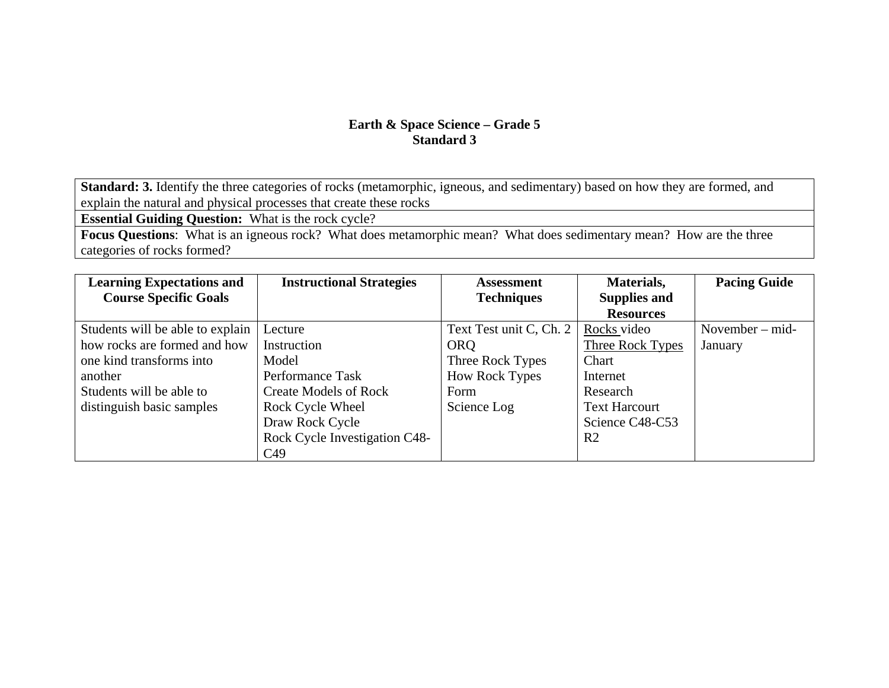**Earth & Space Science – Grade 5**
**Standard 3**

| **Standard: 3.** Identify the three categories of rocks (metamorphic, igneous, and sedimentary) based on how they are formed, and explain the natural and physical processes that create these rocks |
|---|
| **Essential Guiding Question:** What is the rock cycle? |
| **Focus Questions**: What is an igneous rock? What does metamorphic mean? What does sedimentary mean? How are the three categories of rocks formed? |

| Learning Expectations and Course Specific Goals | Instructional Strategies | Assessment Techniques | Materials, Supplies and Resources | Pacing Guide |
|---|---|---|---|---|
| Students will be able to explain how rocks are formed and how one kind transforms into another<br>Students will be able to distinguish basic samples | Lecture<br>Instruction<br>Model<br>Performance Task<br>Create Models of Rock<br>Rock Cycle Wheel<br>Draw Rock Cycle<br>Rock Cycle Investigation C48-C49 | Text Test unit C, Ch. 2<br>ORQ<br>Three Rock Types<br>How Rock Types Form<br>Science Log | <u>Rocks</u> video<br><u>Three Rock Types</u> Chart<br>Internet Research<br>Text Harcourt Science C48-C53<br>R2 | November – mid-January |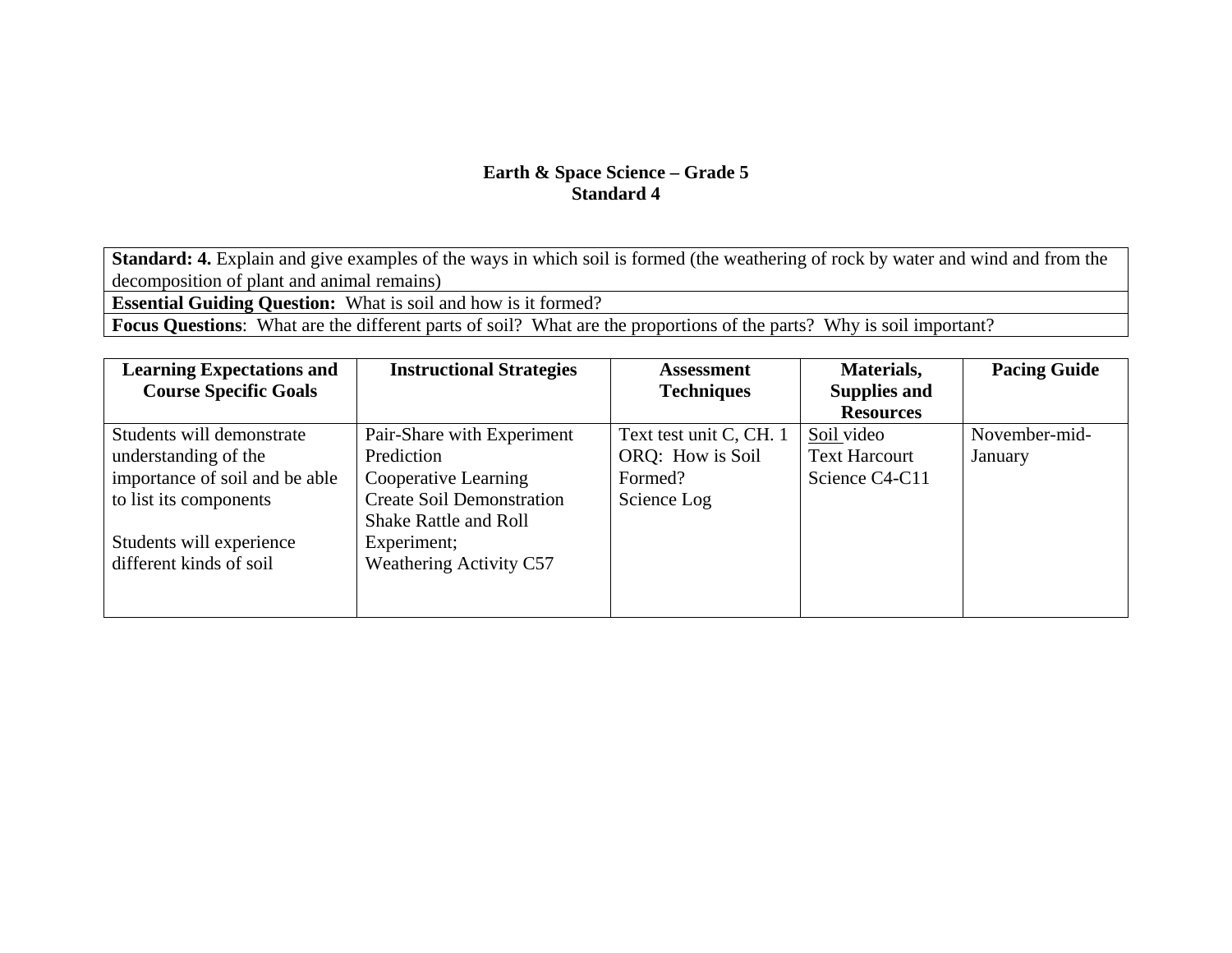# Earth & Space Science – Grade 5
## Standard 4

| **Standard: 4.** Explain and give examples of the ways in which soil is formed (the weathering of rock by water and wind and from the decomposition of plant and animal remains) |
|---|
| **Essential Guiding Question:** What is soil and how is it formed? |
| **Focus Questions**: What are the different parts of soil? What are the proportions of the parts? Why is soil important? |

| Learning Expectations and Course Specific Goals | Instructional Strategies | Assessment Techniques | Materials, Supplies and Resources | Pacing Guide |
|---|---|---|---|---|
| Students will demonstrate understanding of the importance of soil and be able to list its components<br><br>Students will experience different kinds of soil | Pair-Share with Experiment Prediction<br>Cooperative Learning<br>Create Soil Demonstration<br>Shake Rattle and Roll Experiment;<br>Weathering Activity C57 | Text test unit C, CH. 1<br>ORQ: How is Soil Formed?<br>Science Log | Soil video<br>Text Harcourt Science C4-C11 | November-mid-January |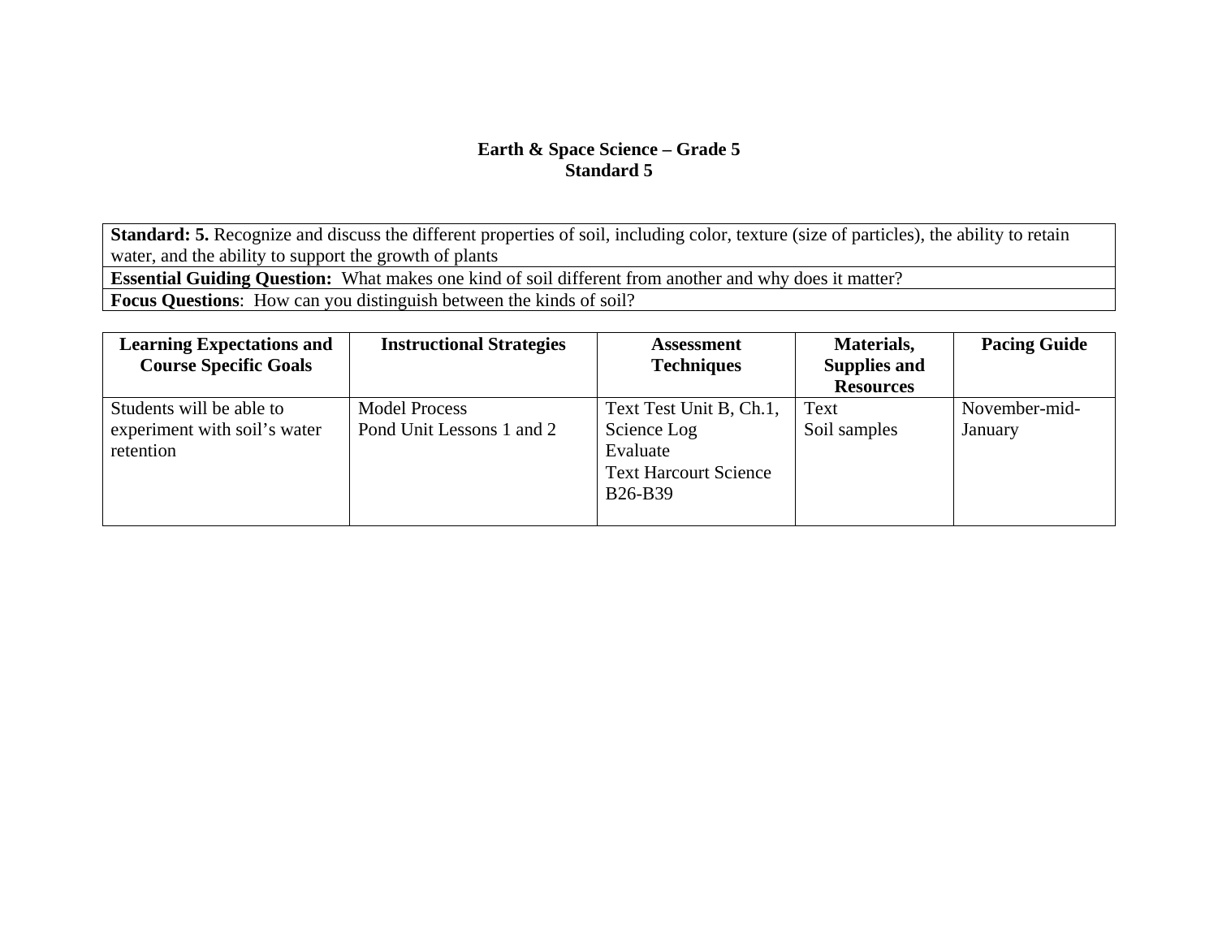# Earth & Space Science – Grade 5
## Standard 5

| |
|---|
| **Standard: 5.** Recognize and discuss the different properties of soil, including color, texture (size of particles), the ability to retain water, and the ability to support the growth of plants |
| **Essential Guiding Question:** What makes one kind of soil different from another and why does it matter? |
| **Focus Questions**: How can you distinguish between the kinds of soil? |

| Learning Expectations and Course Specific Goals | Instructional Strategies | Assessment Techniques | Materials, Supplies and Resources | Pacing Guide |
|---|---|---|---|---|
| Students will be able to experiment with soil's water retention | Model Process<br>Pond Unit Lessons 1 and 2 | Text Test Unit B, Ch.1, Science Log<br>Evaluate<br>Text Harcourt Science B26-B39 | Text<br>Soil samples | November-mid-January |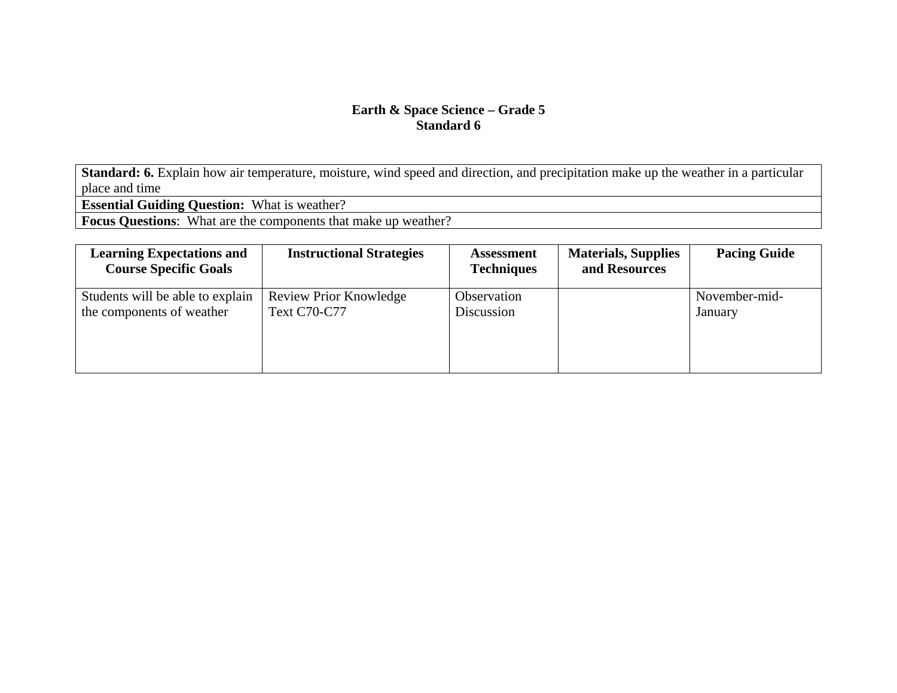# Earth & Space Science – Grade 5
## Standard 6

| **Standard: 6.** Explain how air temperature, moisture, wind speed and direction, and precipitation make up the weather in a particular place and time |
|---|
| **Essential Guiding Question:** What is weather? |
| **Focus Questions**: What are the components that make up weather? |

| Learning Expectations and Course Specific Goals | Instructional Strategies | Assessment Techniques | Materials, Supplies and Resources | Pacing Guide |
|---|---|---|---|---|
| Students will be able to explain the components of weather | Review Prior Knowledge<br>Text C70-C77 | Observation<br>Discussion | | November-mid-January |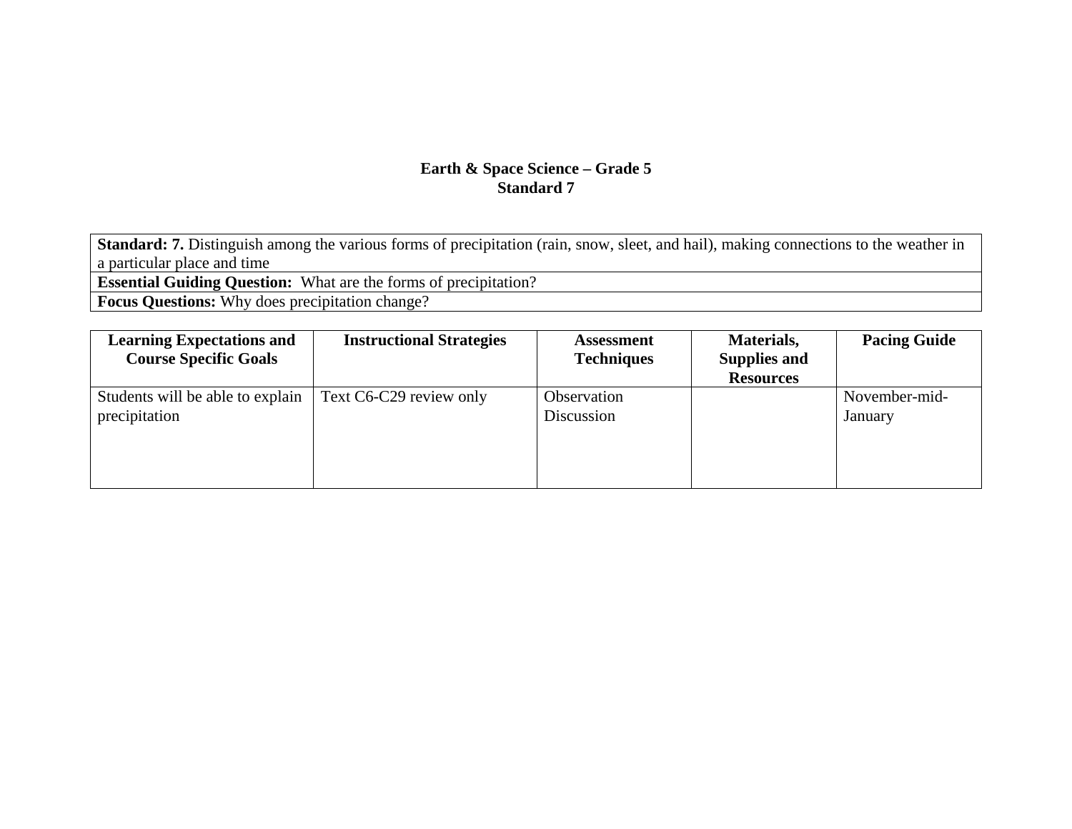# Earth & Space Science – Grade 5
## Standard 7

| **Standard: 7.** Distinguish among the various forms of precipitation (rain, snow, sleet, and hail), making connections to the weather in a particular place and time |
|---|
| **Essential Guiding Question:** What are the forms of precipitation? |
| **Focus Questions:** Why does precipitation change? |

| Learning Expectations and Course Specific Goals | Instructional Strategies | Assessment Techniques | Materials, Supplies and Resources | Pacing Guide |
|---|---|---|---|---|
| Students will be able to explain precipitation | Text C6-C29 review only | Observation<br>Discussion | | November-mid-January |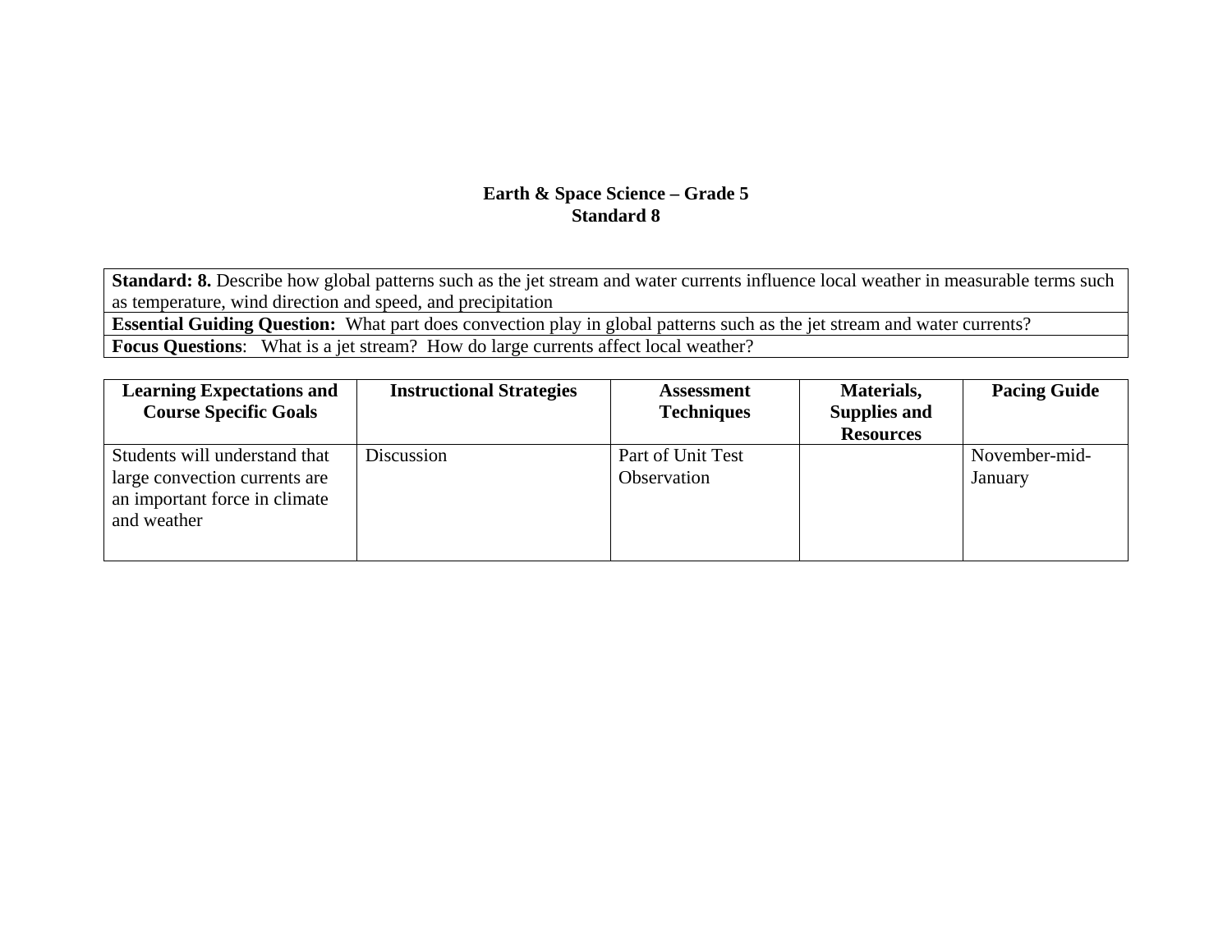**Earth & Space Science – Grade 5**
**Standard 8**

| **Standard: 8.** Describe how global patterns such as the jet stream and water currents influence local weather in measurable terms such as temperature, wind direction and speed, and precipitation |
|---|
| **Essential Guiding Question:** What part does convection play in global patterns such as the jet stream and water currents? |
| **Focus Questions**: What is a jet stream? How do large currents affect local weather? |

| Learning Expectations and Course Specific Goals | Instructional Strategies | Assessment Techniques | Materials, Supplies and Resources | Pacing Guide |
|---|---|---|---|---|
| Students will understand that large convection currents are an important force in climate and weather | Discussion | Part of Unit Test<br>Observation | | November-mid-January |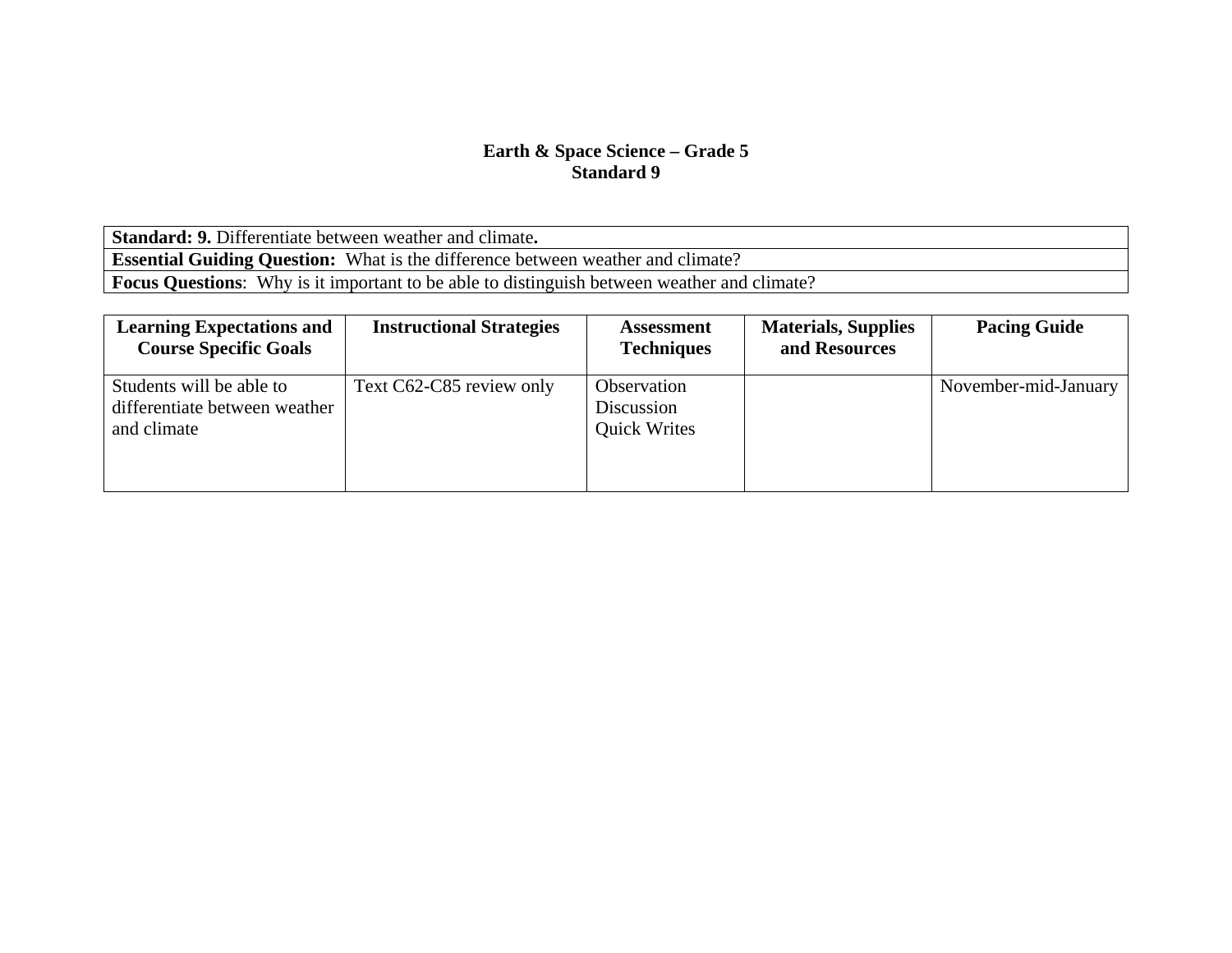**Earth & Space Science – Grade 5**
**Standard 9**

| **Standard: 9.** Differentiate between weather and climate**.** |
|---|
| **Essential Guiding Question:** What is the difference between weather and climate? |
| **Focus Questions**: Why is it important to be able to distinguish between weather and climate? |

| Learning Expectations and Course Specific Goals | Instructional Strategies | Assessment Techniques | Materials, Supplies and Resources | Pacing Guide |
|---|---|---|---|---|
| Students will be able to differentiate between weather and climate | Text C62-C85 review only | Observation<br>Discussion<br>Quick Writes | | November-mid-January |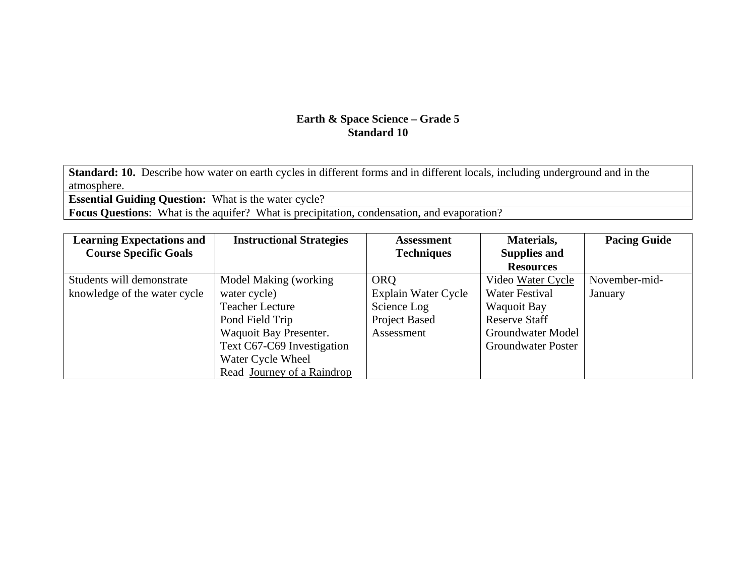# Earth & Space Science – Grade 5
## Standard 10

| **Standard: 10.** Describe how water on earth cycles in different forms and in different locals, including underground and in the atmosphere. |
|---|
| **Essential Guiding Question:** What is the water cycle? |
| **Focus Questions**: What is the aquifer? What is precipitation, condensation, and evaporation? |

| Learning Expectations and Course Specific Goals | Instructional Strategies | Assessment Techniques | Materials, Supplies and Resources | Pacing Guide |
|---|---|---|---|---|
| Students will demonstrate knowledge of the water cycle | Model Making (working water cycle)<br>Teacher Lecture<br>Pond Field Trip<br>Waquoit Bay Presenter.<br>Text C67-C69 Investigation<br>Water Cycle Wheel<br>Read <u>Journey of a Raindrop</u> | ORQ<br>Explain Water Cycle<br>Science Log<br>Project Based Assessment | Video <u>Water Cycle</u><br>Water Festival<br>Waquoit Bay Reserve Staff<br>Groundwater Model<br>Groundwater Poster | November-mid-January |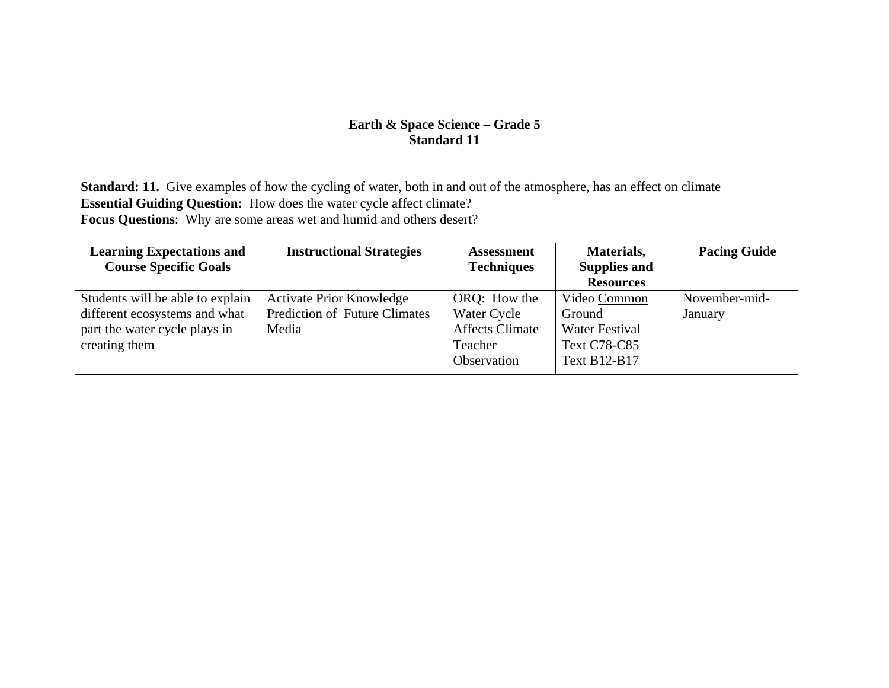**Earth & Space Science – Grade 5**
**Standard 11**

| **Standard: 11.** Give examples of how the cycling of water, both in and out of the atmosphere, has an effect on climate |
|---|
| **Essential Guiding Question:** How does the water cycle affect climate? |
| **Focus Questions**: Why are some areas wet and humid and others desert? |

| Learning Expectations and Course Specific Goals | Instructional Strategies | Assessment Techniques | Materials, Supplies and Resources | Pacing Guide |
|---|---|---|---|---|
| Students will be able to explain different ecosystems and what part the water cycle plays in creating them | Activate Prior Knowledge<br>Prediction of Future Climates<br>Media | ORQ: How the Water Cycle Affects Climate<br>Teacher Observation | Video <u>Common Ground</u><br>Water Festival<br>Text C78-C85<br>Text B12-B17 | November-mid-January |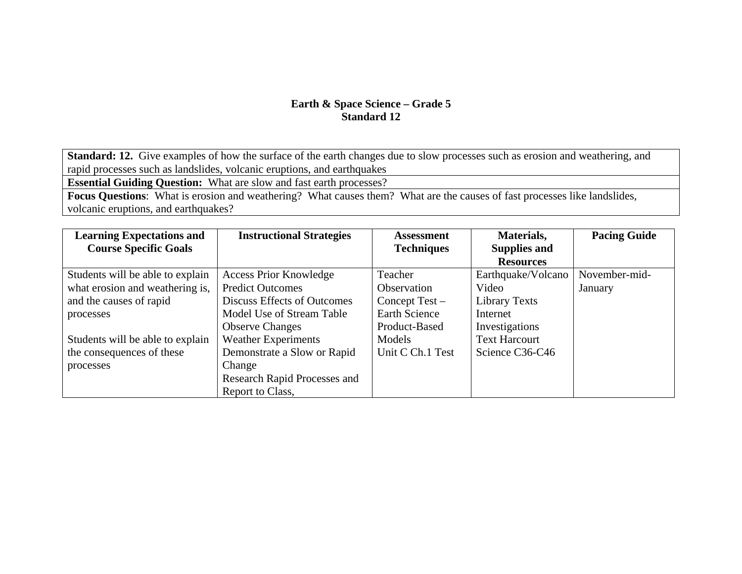# Earth & Space Science – Grade 5
## Standard 12

| **Standard: 12.** Give examples of how the surface of the earth changes due to slow processes such as erosion and weathering, and rapid processes such as landslides, volcanic eruptions, and earthquakes |
|---|
| **Essential Guiding Question:** What are slow and fast earth processes? |
| **Focus Questions**: What is erosion and weathering? What causes them? What are the causes of fast processes like landslides, volcanic eruptions, and earthquakes? |

| Learning Expectations and Course Specific Goals | Instructional Strategies | Assessment Techniques | Materials, Supplies and Resources | Pacing Guide |
|---|---|---|---|---|
| Students will be able to explain what erosion and weathering is, and the causes of rapid processes<br><br>Students will be able to explain the consequences of these processes | Access Prior Knowledge<br>Predict Outcomes<br>Discuss Effects of Outcomes<br>Model Use of Stream Table<br>Observe Changes<br>Weather Experiments<br>Demonstrate a Slow or Rapid Change<br>Research Rapid Processes and Report to Class, | Teacher Observation<br>Concept Test – Earth Science<br>Product-Based Models<br>Unit C Ch.1 Test | Earthquake/Volcano Video<br>Library Texts<br>Internet Investigations<br>Text Harcourt Science C36-C46 | November-mid-January |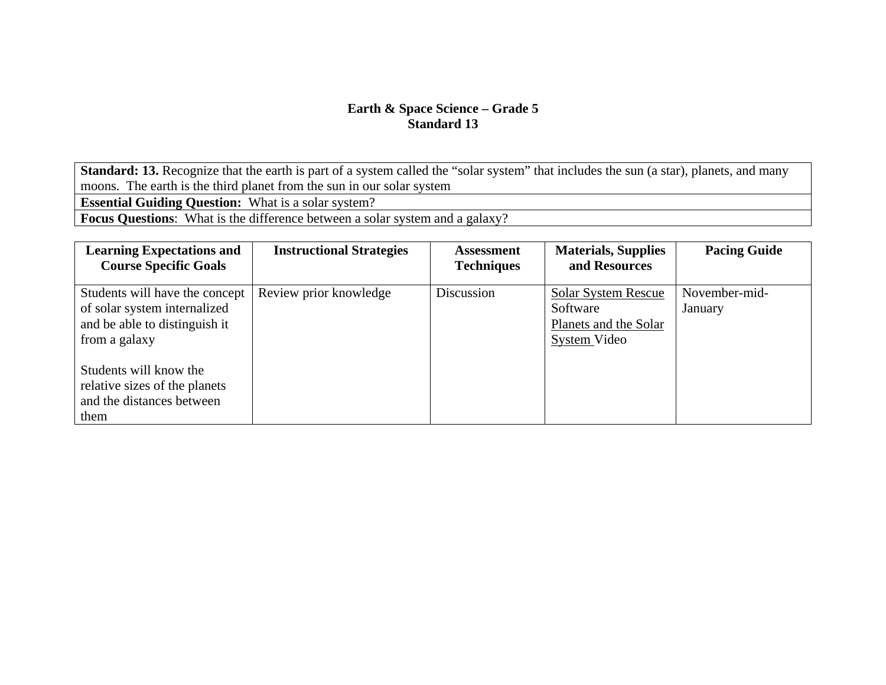**Earth & Space Science – Grade 5**
**Standard 13**

| **Standard: 13.** Recognize that the earth is part of a system called the "solar system" that includes the sun (a star), planets, and many moons. The earth is the third planet from the sun in our solar system |
|---|
| **Essential Guiding Question:** What is a solar system? |
| **Focus Questions**: What is the difference between a solar system and a galaxy? |

| Learning Expectations and Course Specific Goals | Instructional Strategies | Assessment Techniques | Materials, Supplies and Resources | Pacing Guide |
|---|---|---|---|---|
| Students will have the concept of solar system internalized and be able to distinguish it from a galaxy<br><br>Students will know the relative sizes of the planets and the distances between them | Review prior knowledge | Discussion | Solar System Rescue Software<br>Planets and the Solar System Video | November-mid-January |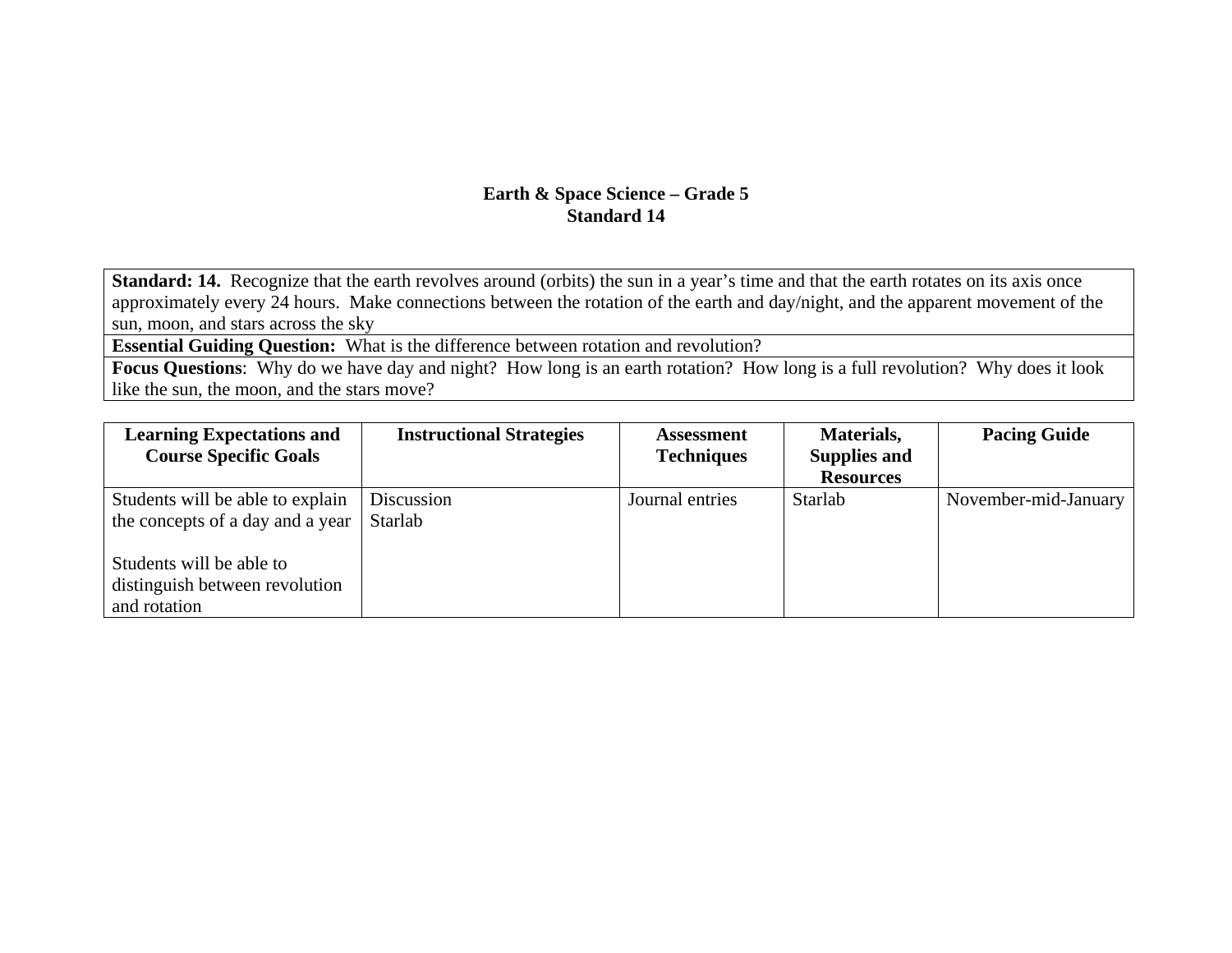**Earth & Space Science – Grade 5**
**Standard 14**

| **Standard: 14.** Recognize that the earth revolves around (orbits) the sun in a year's time and that the earth rotates on its axis once approximately every 24 hours. Make connections between the rotation of the earth and day/night, and the apparent movement of the sun, moon, and stars across the sky |
|---|
| **Essential Guiding Question:** What is the difference between rotation and revolution? |
| **Focus Questions**: Why do we have day and night? How long is an earth rotation? How long is a full revolution? Why does it look like the sun, the moon, and the stars move? |

| Learning Expectations and Course Specific Goals | Instructional Strategies | Assessment Techniques | Materials, Supplies and Resources | Pacing Guide |
|---|---|---|---|---|
| Students will be able to explain the concepts of a day and a year<br><br>Students will be able to distinguish between revolution and rotation | Discussion<br>Starlab | Journal entries | Starlab | November-mid-January |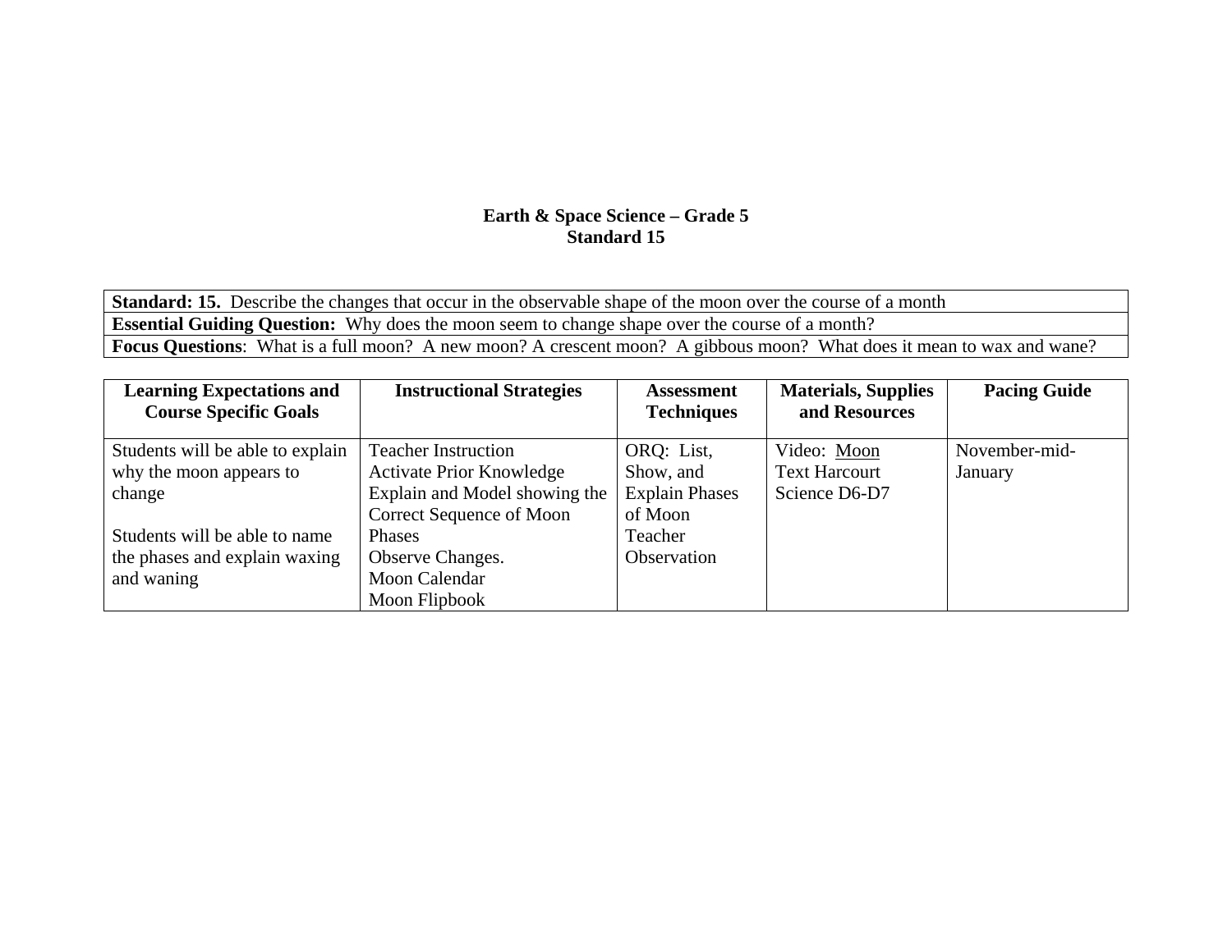## Earth & Space Science – Grade 5
## Standard 15

| |
|---|
| **Standard: 15.** Describe the changes that occur in the observable shape of the moon over the course of a month |
| **Essential Guiding Question:** Why does the moon seem to change shape over the course of a month? |
| **Focus Questions**: What is a full moon? A new moon? A crescent moon? A gibbous moon? What does it mean to wax and wane? |

| Learning Expectations and Course Specific Goals | Instructional Strategies | Assessment Techniques | Materials, Supplies and Resources | Pacing Guide |
|---|---|---|---|---|
| Students will be able to explain why the moon appears to change<br><br>Students will be able to name the phases and explain waxing and waning | Teacher Instruction<br>Activate Prior Knowledge<br>Explain and Model showing the Correct Sequence of Moon Phases<br>Observe Changes.<br>Moon Calendar<br>Moon Flipbook | ORQ: List, Show, and Explain Phases of Moon<br>Teacher Observation | Video: Moon<br>Text Harcourt Science D6-D7 | November-mid-January |